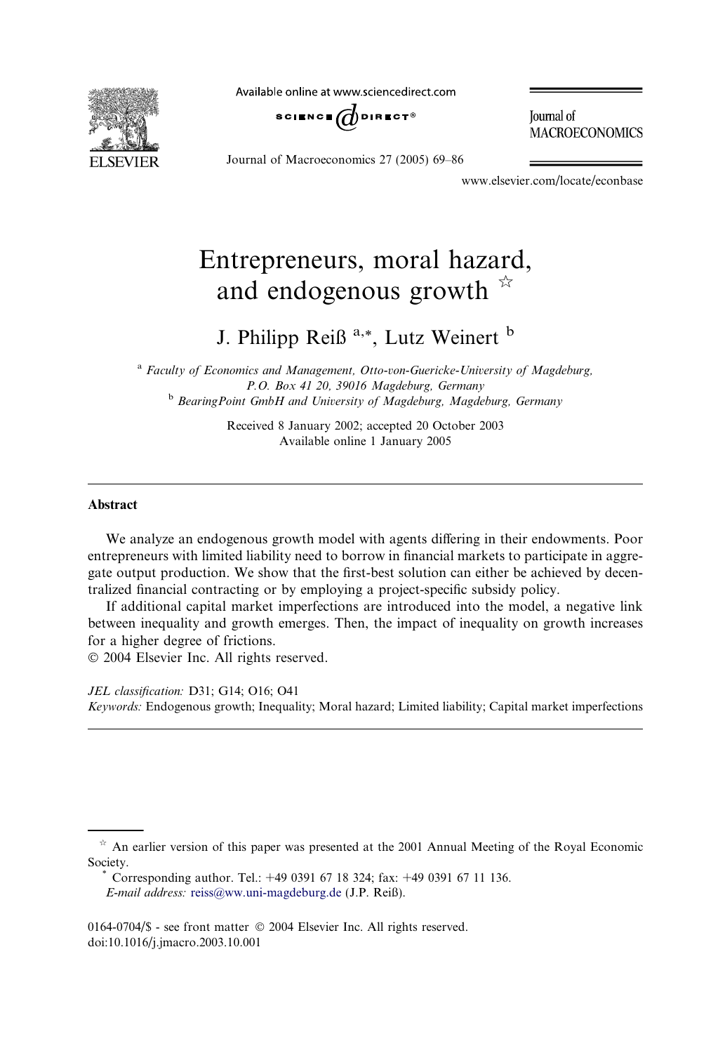# Entrepreneurs, moral hazard, and endogenous growth [☆]

J. Philipp Reiß [a,*], Lutz Weinert [b]

[a] *Faculty of Economics and Management, Otto-von-Guericke-University of Magdeburg, P.O. Box 41 20, 39016 Magdeburg, Germany*

[b] *BearingPoint GmbH and University of Magdeburg, Magdeburg, Germany*

Received 8 January 2002; accepted 20 October 2003
Available online 1 January 2005

## Abstract

We analyze an endogenous growth model with agents differing in their endowments. Poor entrepreneurs with limited liability need to borrow in financial markets to participate in aggregate output production. We show that the first-best solution can either be achieved by decentralized financial contracting or by employing a project-specific subsidy policy.

If additional capital market imperfections are introduced into the model, a negative link between inequality and growth emerges. Then, the impact of inequality on growth increases for a higher degree of frictions.

© 2004 Elsevier Inc. All rights reserved.

*JEL classification:* D31; G14; O16; O41

*Keywords:* Endogenous growth; Inequality; Moral hazard; Limited liability; Capital market imperfections

---

[☆] An earlier version of this paper was presented at the 2001 Annual Meeting of the Royal Economic Society.

[*] Corresponding author. Tel.: +49 0391 67 18 324; fax: +49 0391 67 11 136.
*E-mail address:* reiss@ww.uni-magdeburg.de (J.P. Reiß).

0164-0704/$ - see front matter © 2004 Elsevier Inc. All rights reserved.
doi:10.1016/j.jmacro.2003.10.001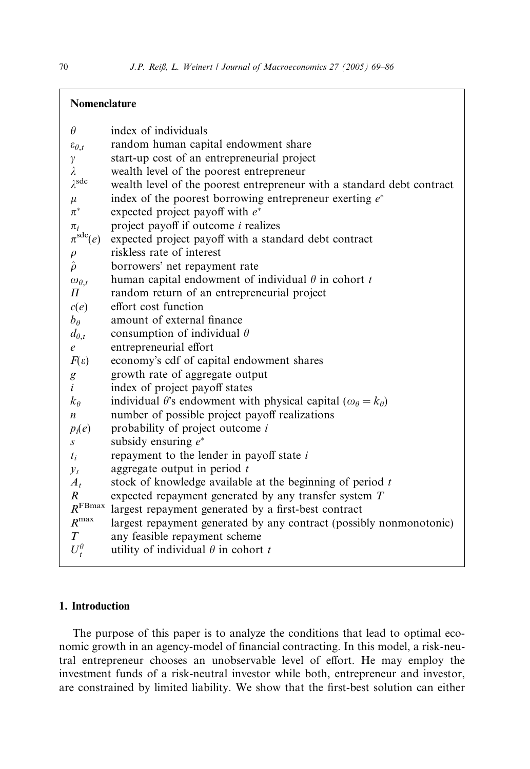## Nomenclature

| | |
|---|---|
| $\theta$ | index of individuals |
| $\varepsilon_{\theta,t}$ | random human capital endowment share |
| $\gamma$ | start-up cost of an entrepreneurial project |
| $\lambda$ | wealth level of the poorest entrepreneur |
| $\lambda^{\text{sdc}}$ | wealth level of the poorest entrepreneur with a standard debt contract |
| $\mu$ | index of the poorest borrowing entrepreneur exerting $e^*$ |
| $\pi^*$ | expected project payoff with $e^*$ |
| $\pi_i$ | project payoff if outcome $i$ realizes |
| $\pi^{\text{sdc}}(e)$ | expected project payoff with a standard debt contract |
| $\rho$ | riskless rate of interest |
| $\hat{\rho}$ | borrowers' net repayment rate |
| $\omega_{\theta,t}$ | human capital endowment of individual $\theta$ in cohort $t$ |
| $\Pi$ | random return of an entrepreneurial project |
| $c(e)$ | effort cost function |
| $b_\theta$ | amount of external finance |
| $d_{\theta,t}$ | consumption of individual $\theta$ |
| $e$ | entrepreneurial effort |
| $F(\varepsilon)$ | economy's cdf of capital endowment shares |
| $g$ | growth rate of aggregate output |
| $i$ | index of project payoff states |
| $k_\theta$ | individual $\theta$'s endowment with physical capital ($\omega_\theta = k_\theta$) |
| $n$ | number of possible project payoff realizations |
| $p_i(e)$ | probability of project outcome $i$ |
| $s$ | subsidy ensuring $e^*$ |
| $t_i$ | repayment to the lender in payoff state $i$ |
| $y_t$ | aggregate output in period $t$ |
| $A_t$ | stock of knowledge available at the beginning of period $t$ |
| $R$ | expected repayment generated by any transfer system $T$ |
| $R^{\text{FBmax}}$ | largest repayment generated by a first-best contract |
| $R^{\max}$ | largest repayment generated by any contract (possibly nonmonotonic) |
| $T$ | any feasible repayment scheme |
| $U_t^\theta$ | utility of individual $\theta$ in cohort $t$ |

## 1. Introduction

The purpose of this paper is to analyze the conditions that lead to optimal economic growth in an agency-model of financial contracting. In this model, a risk-neutral entrepreneur chooses an unobservable level of effort. He may employ the investment funds of a risk-neutral investor while both, entrepreneur and investor, are constrained by limited liability. We show that the first-best solution can either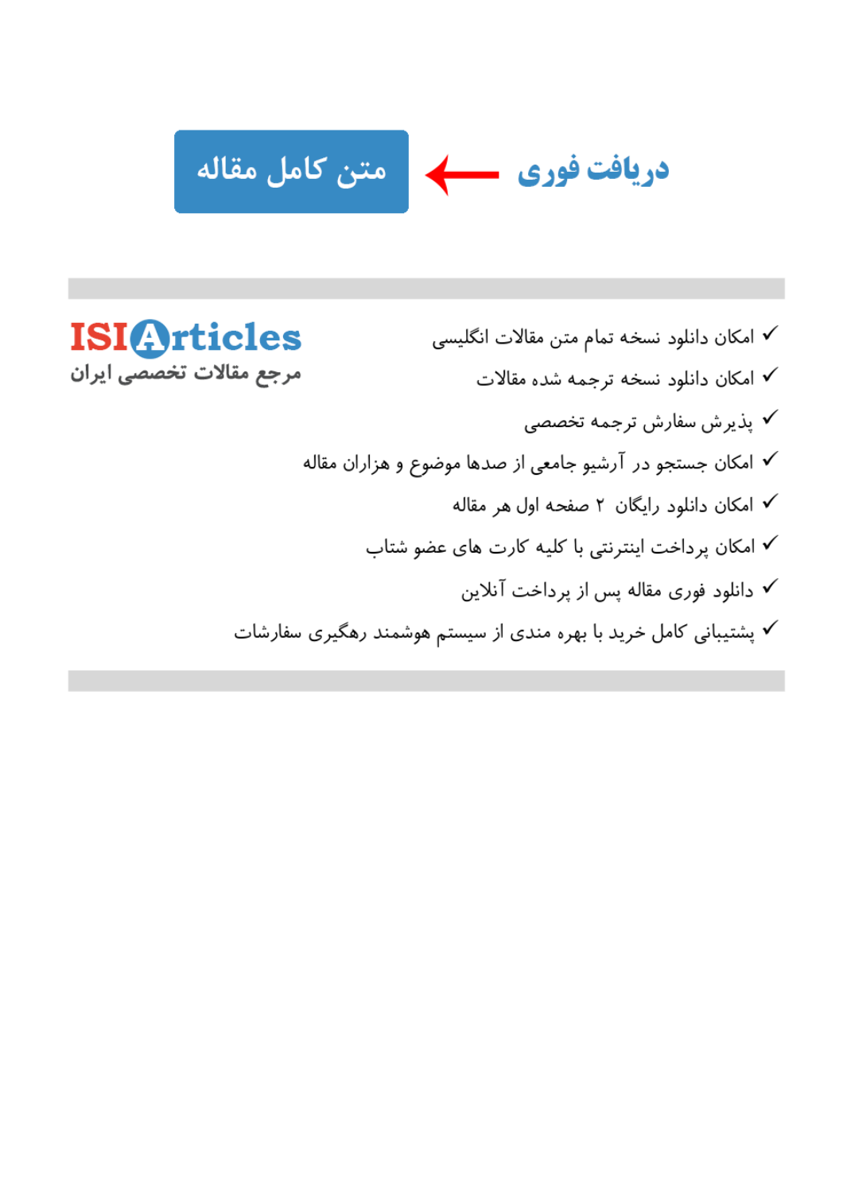دریافت فوری ← متن کامل مقاله

**ISIArticles**
مرجع مقالات تخصصی ایران

- ✓ امکان دانلود نسخه تمام متن مقالات انگلیسی
- ✓ امکان دانلود نسخه ترجمه شده مقالات
- ✓ پذیرش سفارش ترجمه تخصصی
- ✓ امکان جستجو در آرشیو جامعی از صدها موضوع و هزاران مقاله
- ✓ امکان دانلود رایگان ۲ صفحه اول هر مقاله
- ✓ امکان پرداخت اینترنتی با کلیه کارت های عضو شتاب
- ✓ دانلود فوری مقاله پس از پرداخت آنلاین
- ✓ پشتیبانی کامل خرید با بهره مندی از سیستم هوشمند رهگیری سفارشات